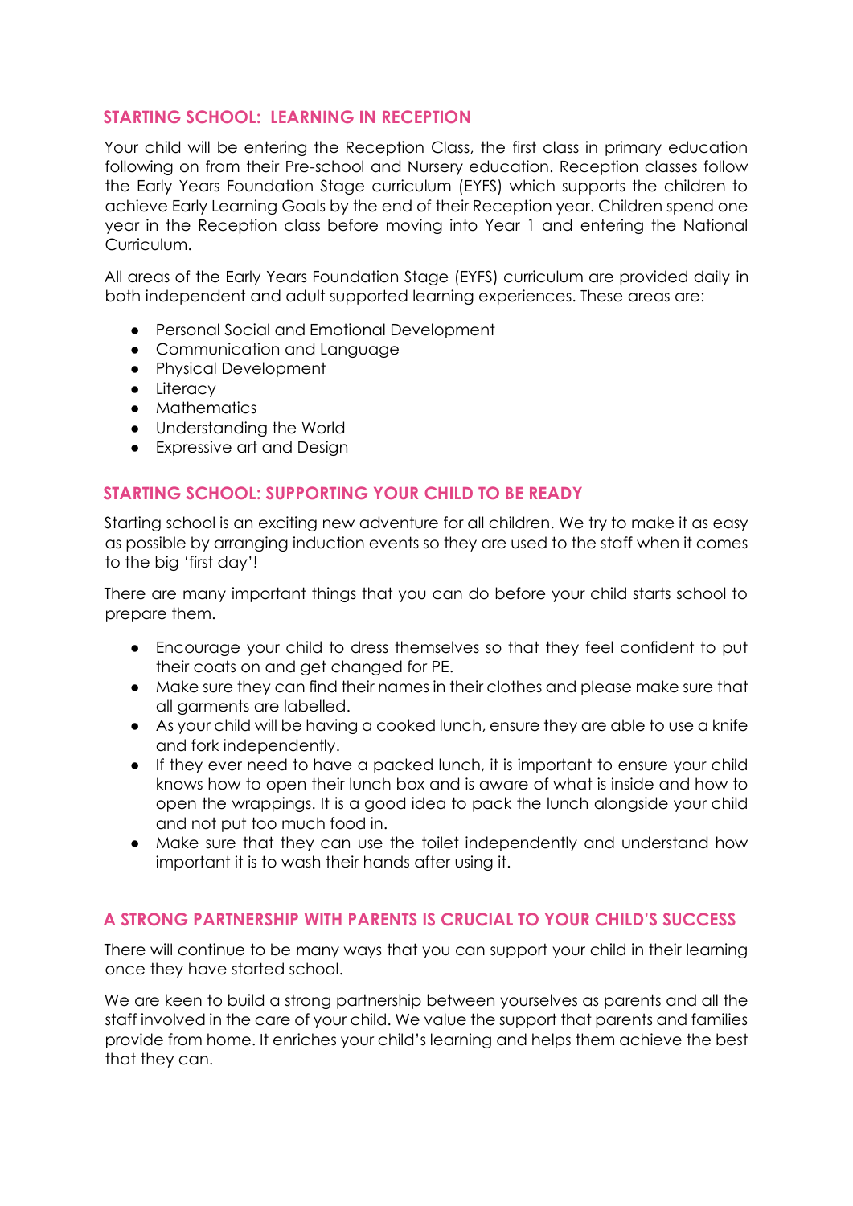## STARTING SCHOOL: LEARNING IN RECEPTION

Your child will be entering the Reception Class, the first class in primary education following on from their Pre-school and Nursery education. Reception classes follow the Early Years Foundation Stage curriculum (EYFS) which supports the children to achieve Early Learning Goals by the end of their Reception year. Children spend one year in the Reception class before moving into Year 1 and entering the National Curriculum.

All areas of the Early Years Foundation Stage (EYFS) curriculum are provided daily in both independent and adult supported learning experiences. These areas are:

- Personal Social and Emotional Development
- Communication and Language
- Physical Development
- Literacy
- Mathematics
- Understanding the World
- Expressive art and Design

## STARTING SCHOOL: SUPPORTING YOUR CHILD TO BE READY

Starting school is an exciting new adventure for all children. We try to make it as easy as possible by arranging induction events so they are used to the staff when it comes to the big 'first day'!

There are many important things that you can do before your child starts school to prepare them.

- Encourage your child to dress themselves so that they feel confident to put their coats on and get changed for PE.
- Make sure they can find their names in their clothes and please make sure that all garments are labelled.
- As your child will be having a cooked lunch, ensure they are able to use a knife and fork independently.
- If they ever need to have a packed lunch, it is important to ensure your child knows how to open their lunch box and is aware of what is inside and how to open the wrappings. It is a good idea to pack the lunch alongside your child and not put too much food in.
- Make sure that they can use the toilet independently and understand how important it is to wash their hands after using it.

## A STRONG PARTNERSHIP WITH PARENTS IS CRUCIAL TO YOUR CHILD'S SUCCESS

There will continue to be many ways that you can support your child in their learning once they have started school.

We are keen to build a strong partnership between yourselves as parents and all the staff involved in the care of your child. We value the support that parents and families provide from home. It enriches your child's learning and helps them achieve the best that they can.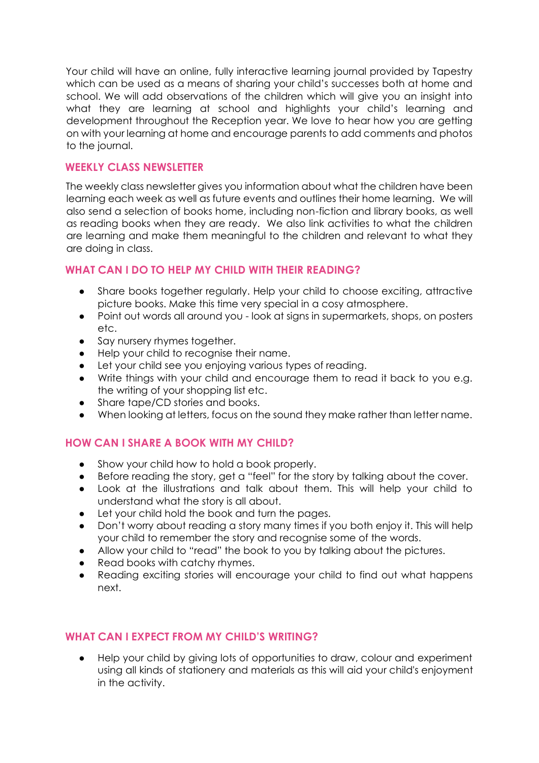Your child will have an online, fully interactive learning journal provided by Tapestry which can be used as a means of sharing your child's successes both at home and school. We will add observations of the children which will give you an insight into what they are learning at school and highlights your child's learning and development throughout the Reception year. We love to hear how you are getting on with your learning at home and encourage parents to add comments and photos to the journal.

## WEEKLY CLASS NEWSLETTER

The weekly class newsletter gives you information about what the children have been learning each week as well as future events and outlines their home learning. We will also send a selection of books home, including non-fiction and library books, as well as reading books when they are ready. We also link activities to what the children are learning and make them meaningful to the children and relevant to what they are doing in class.

## WHAT CAN I DO TO HELP MY CHILD WITH THEIR READING?

- Share books together regularly. Help your child to choose exciting, attractive picture books. Make this time very special in a cosy atmosphere.
- Point out words all around you - look at signs in supermarkets, shops, on posters etc.
- Say nursery rhymes together.
- Help your child to recognise their name.
- Let your child see you enjoying various types of reading.
- Write things with your child and encourage them to read it back to you e.g. the writing of your shopping list etc.
- Share tape/CD stories and books.
- When looking at letters, focus on the sound they make rather than letter name.

## HOW CAN I SHARE A BOOK WITH MY CHILD?

- Show your child how to hold a book properly.
- Before reading the story, get a "feel" for the story by talking about the cover.
- Look at the illustrations and talk about them. This will help your child to understand what the story is all about.
- Let your child hold the book and turn the pages.
- Don't worry about reading a story many times if you both enjoy it. This will help your child to remember the story and recognise some of the words.
- Allow your child to "read" the book to you by talking about the pictures.
- Read books with catchy rhymes.
- Reading exciting stories will encourage your child to find out what happens next.

## WHAT CAN I EXPECT FROM MY CHILD'S WRITING?

- Help your child by giving lots of opportunities to draw, colour and experiment using all kinds of stationery and materials as this will aid your child's enjoyment in the activity.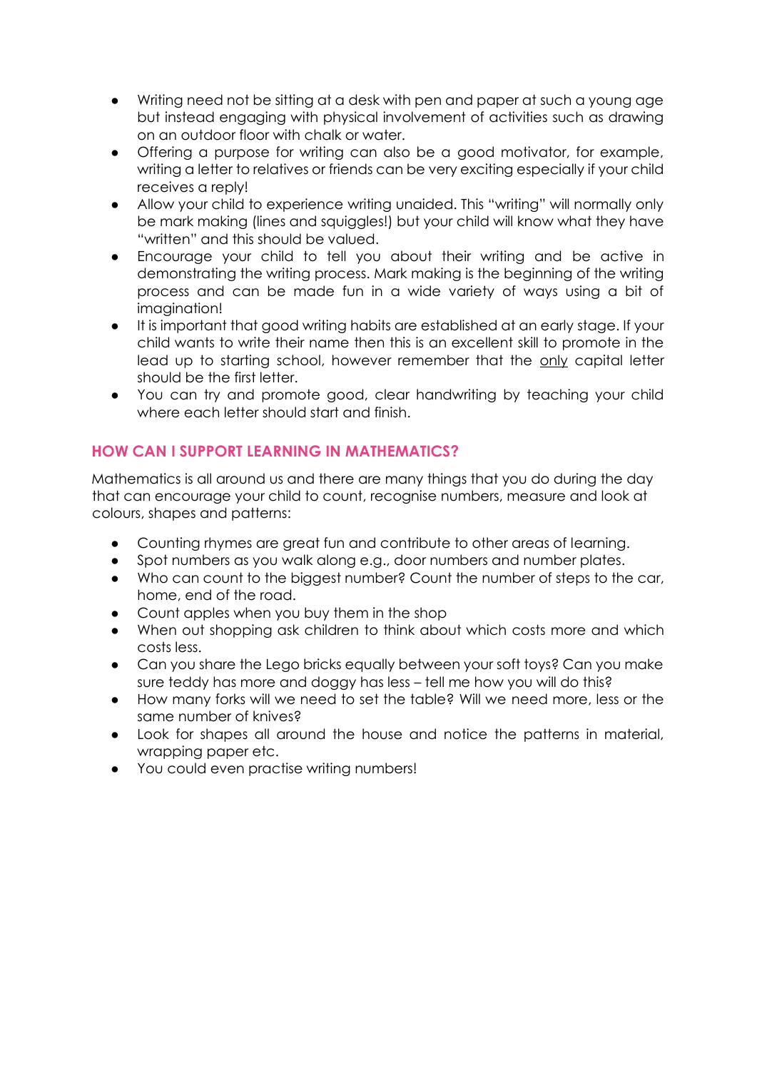- Writing need not be sitting at a desk with pen and paper at such a young age but instead engaging with physical involvement of activities such as drawing on an outdoor floor with chalk or water.
- Offering a purpose for writing can also be a good motivator, for example, writing a letter to relatives or friends can be very exciting especially if your child receives a reply!
- Allow your child to experience writing unaided. This "writing" will normally only be mark making (lines and squiggles!) but your child will know what they have "written" and this should be valued.
- Encourage your child to tell you about their writing and be active in demonstrating the writing process. Mark making is the beginning of the writing process and can be made fun in a wide variety of ways using a bit of imagination!
- It is important that good writing habits are established at an early stage. If your child wants to write their name then this is an excellent skill to promote in the lead up to starting school, however remember that the <u>only</u> capital letter should be the first letter.
- You can try and promote good, clear handwriting by teaching your child where each letter should start and finish.

## HOW CAN I SUPPORT LEARNING IN MATHEMATICS?

Mathematics is all around us and there are many things that you do during the day that can encourage your child to count, recognise numbers, measure and look at colours, shapes and patterns:

- Counting rhymes are great fun and contribute to other areas of learning.
- Spot numbers as you walk along e.g., door numbers and number plates.
- Who can count to the biggest number? Count the number of steps to the car, home, end of the road.
- Count apples when you buy them in the shop
- When out shopping ask children to think about which costs more and which costs less.
- Can you share the Lego bricks equally between your soft toys? Can you make sure teddy has more and doggy has less – tell me how you will do this?
- How many forks will we need to set the table? Will we need more, less or the same number of knives?
- Look for shapes all around the house and notice the patterns in material, wrapping paper etc.
- You could even practise writing numbers!